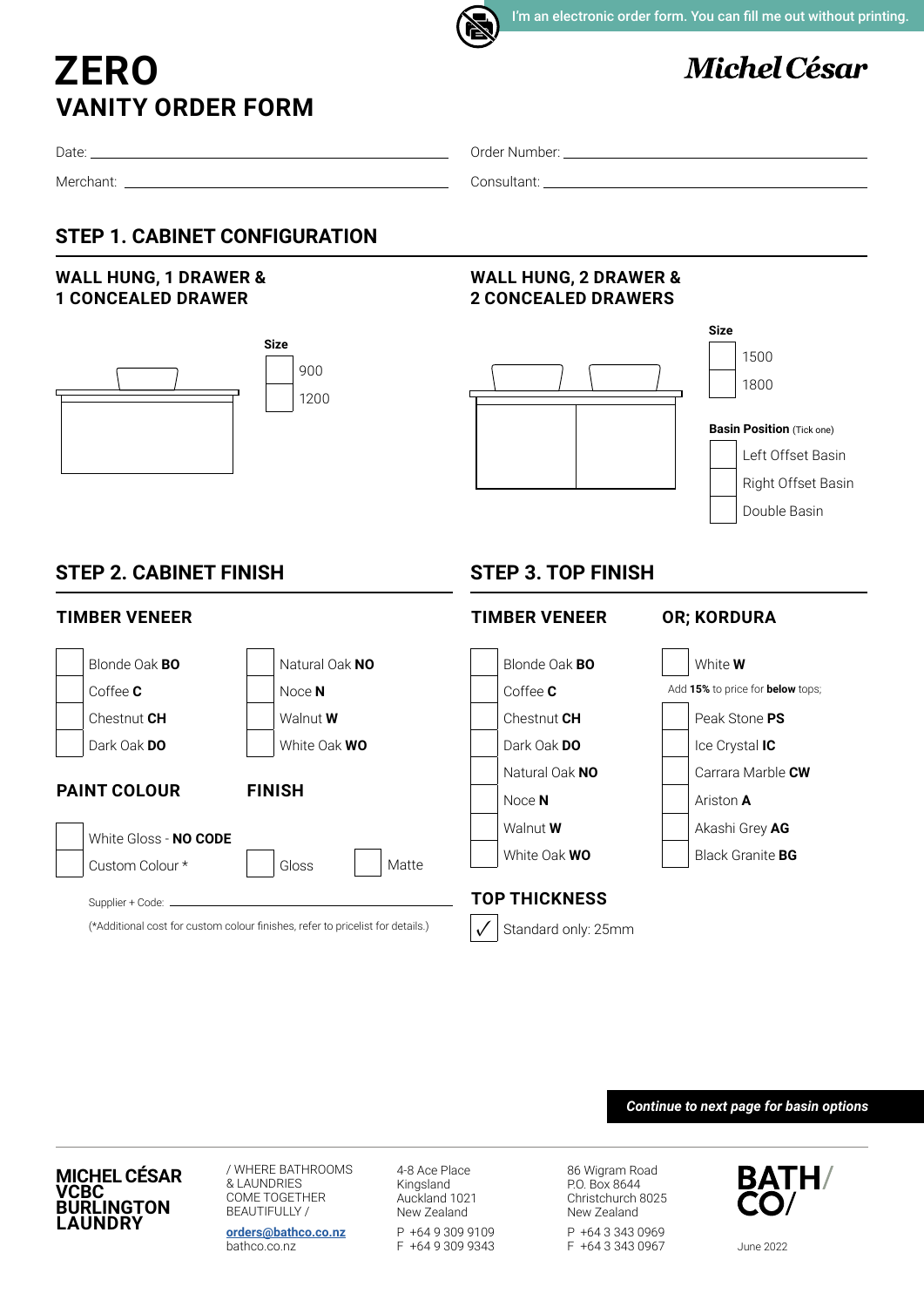I'm an electronic order form. You can fill me out without printing.

# ZERO
## VANITY ORDER FORM

**Michel César**

Date: ______________________ Order Number: ______________________

Merchant: ______________________ Consultant: ______________________

## STEP 1. CABINET CONFIGURATION

### WALL HUNG, 1 DRAWER & 1 CONCEALED DRAWER

**Size**

- ☐ 900
- ☐ 1200

### WALL HUNG, 2 DRAWER & 2 CONCEALED DRAWERS

**Size**

- ☐ 1500
- ☐ 1800

**Basin Position** (Tick one)

- ☐ Left Offset Basin
- ☐ Right Offset Basin
- ☐ Double Basin

## STEP 2. CABINET FINISH

### TIMBER VENEER

- ☐ Blonde Oak **BO**
- ☐ Coffee **C**
- ☐ Chestnut **CH**
- ☐ Dark Oak **DO**
- ☐ Natural Oak **NO**
- ☐ Noce **N**
- ☐ Walnut **W**
- ☐ White Oak **WO**

### PAINT COLOUR

- ☐ White Gloss - **NO CODE**
- ☐ Custom Colour *

### FINISH

- ☐ Gloss
- ☐ Matte

Supplier + Code: ______________________

(*Additional cost for custom colour finishes, refer to pricelist for details.)

## STEP 3. TOP FINISH

### TIMBER VENEER

- ☐ Blonde Oak **BO**
- ☐ Coffee **C**
- ☐ Chestnut **CH**
- ☐ Dark Oak **DO**
- ☐ Natural Oak **NO**
- ☐ Noce **N**
- ☐ Walnut **W**
- ☐ White Oak **WO**

### OR; KORDURA

- ☐ White **W**

Add **15%** to price for **below** tops;

- ☐ Peak Stone **PS**
- ☐ Ice Crystal **IC**
- ☐ Carrara Marble **CW**
- ☐ Ariston **A**
- ☐ Akashi Grey **AG**
- ☐ Black Granite **BG**

### TOP THICKNESS

- ✓ Standard only: 25mm

***Continue to next page for basin options***

**MICHEL CÉSAR**
**VCBC**
**BURLINGTON**
**LAUNDRY**

/ WHERE BATHROOMS & LAUNDRIES COME TOGETHER BEAUTIFULLY /

orders@bathco.co.nz
bathco.co.nz

4-8 Ace Place
Kingsland
Auckland 1021
New Zealand

P +64 9 309 9109
F +64 9 309 9343

86 Wigram Road
P.O. Box 8644
Christchurch 8025
New Zealand

P +64 3 343 0969
F +64 3 343 0967

**BATH/ CO/**

June 2022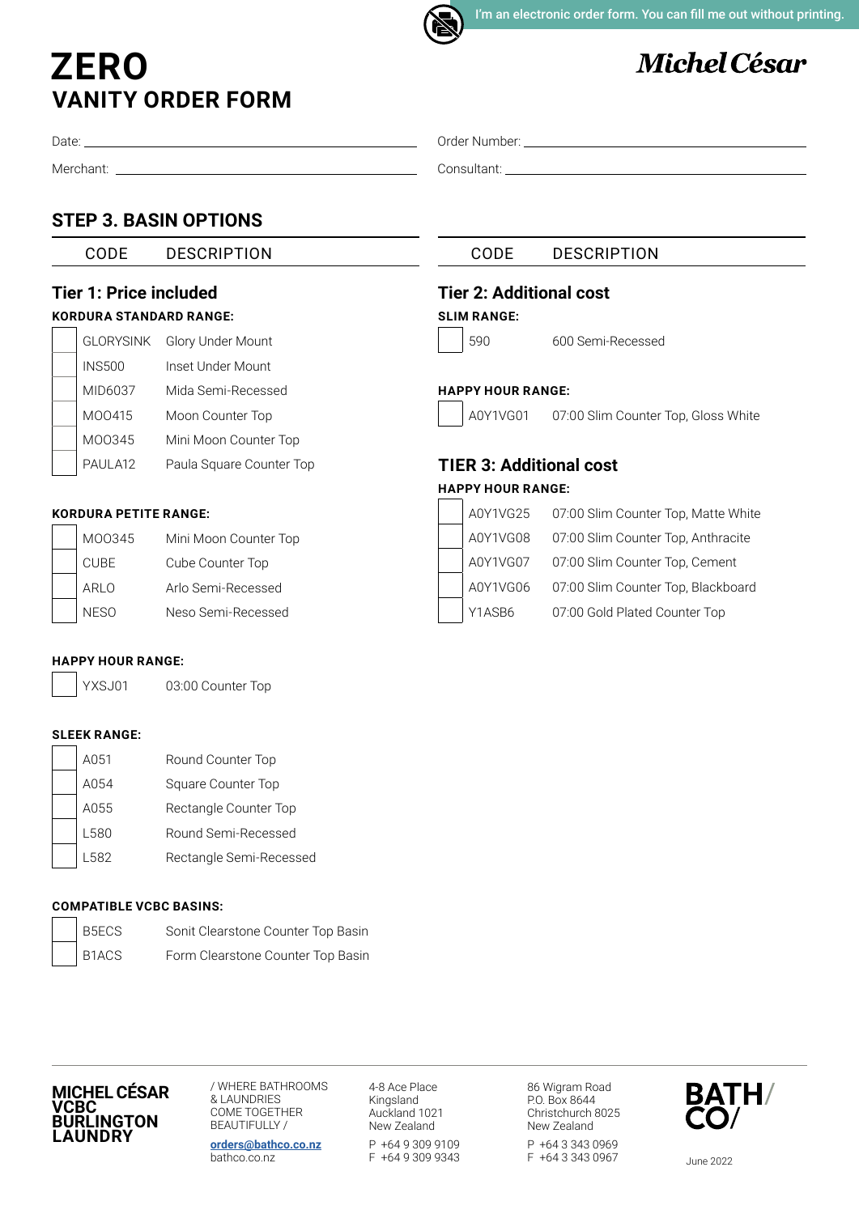I'm an electronic order form. You can fill me out without printing.

# ZERO
## VANITY ORDER FORM

Michel César

Date: ______________________ Order Number: ______________________

Merchant: ______________________ Consultant: ______________________

## STEP 3. BASIN OPTIONS

### Tier 1: Price included

**KORDURA STANDARD RANGE:**

| | CODE | DESCRIPTION |
|---|---|---|
| ☐ | GLORYSINK | Glory Under Mount |
| ☐ | INS500 | Inset Under Mount |
| ☐ | MID6037 | Mida Semi-Recessed |
| ☐ | MOO415 | Moon Counter Top |
| ☐ | MOO345 | Mini Moon Counter Top |
| ☐ | PAULA12 | Paula Square Counter Top |

**KORDURA PETITE RANGE:**

| | CODE | DESCRIPTION |
|---|---|---|
| ☐ | MOO345 | Mini Moon Counter Top |
| ☐ | CUBE | Cube Counter Top |
| ☐ | ARLO | Arlo Semi-Recessed |
| ☐ | NESO | Neso Semi-Recessed |

**HAPPY HOUR RANGE:**

| | CODE | DESCRIPTION |
|---|---|---|
| ☐ | YXSJ01 | 03:00 Counter Top |

**SLEEK RANGE:**

| | CODE | DESCRIPTION |
|---|---|---|
| ☐ | A051 | Round Counter Top |
| ☐ | A054 | Square Counter Top |
| ☐ | A055 | Rectangle Counter Top |
| ☐ | L580 | Round Semi-Recessed |
| ☐ | L582 | Rectangle Semi-Recessed |

**COMPATIBLE VCBC BASINS:**

| | CODE | DESCRIPTION |
|---|---|---|
| ☐ | B5ECS | Sonit Clearstone Counter Top Basin |
| ☐ | B1ACS | Form Clearstone Counter Top Basin |

### Tier 2: Additional cost

**SLIM RANGE:**

| | CODE | DESCRIPTION |
|---|---|---|
| ☐ | 590 | 600 Semi-Recessed |

**HAPPY HOUR RANGE:**

| | CODE | DESCRIPTION |
|---|---|---|
| ☐ | A0Y1VG01 | 07:00 Slim Counter Top, Gloss White |

### TIER 3: Additional cost

**HAPPY HOUR RANGE:**

| | CODE | DESCRIPTION |
|---|---|---|
| ☐ | A0Y1VG25 | 07:00 Slim Counter Top, Matte White |
| ☐ | A0Y1VG08 | 07:00 Slim Counter Top, Anthracite |
| ☐ | A0Y1VG07 | 07:00 Slim Counter Top, Cement |
| ☐ | A0Y1VG06 | 07:00 Slim Counter Top, Blackboard |
| ☐ | Y1ASB6 | 07:00 Gold Plated Counter Top |

**MICHEL CÉSAR**
**VCBC**
**BURLINGTON**
**LAUNDRY**

/ WHERE BATHROOMS & LAUNDRIES COME TOGETHER BEAUTIFULLY /

orders@bathco.co.nz
bathco.co.nz

4-8 Ace Place
Kingsland
Auckland 1021
New Zealand
P +64 9 309 9109
F +64 9 309 9343

86 Wigram Road
P.O. Box 8644
Christchurch 8025
New Zealand
P +64 3 343 0969
F +64 3 343 0967

BATH/CO/

June 2022